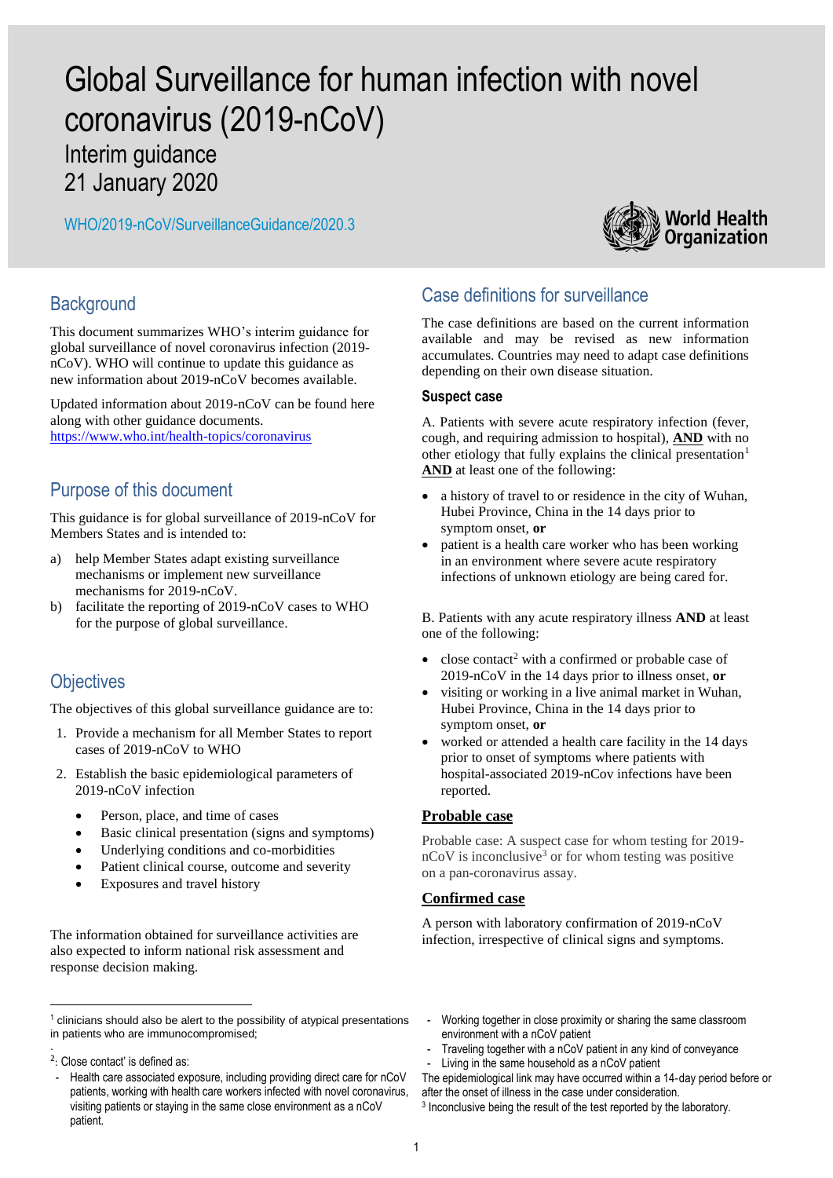# Global Surveillance for human infection with novel coronavirus (2019-nCoV)

## Interim guidance
## 21 January 2020

WHO/2019-nCoV/SurveillanceGuidance/2020.3

## Background

This document summarizes WHO's interim guidance for global surveillance of novel coronavirus infection (2019-nCoV). WHO will continue to update this guidance as new information about 2019-nCoV becomes available.

Updated information about 2019-nCoV can be found here along with other guidance documents. https://www.who.int/health-topics/coronavirus

## Purpose of this document

This guidance is for global surveillance of 2019-nCoV for Members States and is intended to:

a) help Member States adapt existing surveillance mechanisms or implement new surveillance mechanisms for 2019-nCoV.
b) facilitate the reporting of 2019-nCoV cases to WHO for the purpose of global surveillance.

## Objectives

The objectives of this global surveillance guidance are to:

1. Provide a mechanism for all Member States to report cases of 2019-nCoV to WHO
2. Establish the basic epidemiological parameters of 2019-nCoV infection
   - Person, place, and time of cases
   - Basic clinical presentation (signs and symptoms)
   - Underlying conditions and co-morbidities
   - Patient clinical course, outcome and severity
   - Exposures and travel history

The information obtained for surveillance activities are also expected to inform national risk assessment and response decision making.

## Case definitions for surveillance

The case definitions are based on the current information available and may be revised as new information accumulates. Countries may need to adapt case definitions depending on their own disease situation.

### Suspect case

A. Patients with severe acute respiratory infection (fever, cough, and requiring admission to hospital), **AND** with no other etiology that fully explains the clinical presentation[1] **AND** at least one of the following:

- a history of travel to or residence in the city of Wuhan, Hubei Province, China in the 14 days prior to symptom onset, **or**
- patient is a health care worker who has been working in an environment where severe acute respiratory infections of unknown etiology are being cared for.

B. Patients with any acute respiratory illness **AND** at least one of the following:

- close contact[2] with a confirmed or probable case of 2019-nCoV in the 14 days prior to illness onset, **or**
- visiting or working in a live animal market in Wuhan, Hubei Province, China in the 14 days prior to symptom onset, **or**
- worked or attended a health care facility in the 14 days prior to onset of symptoms where patients with hospital-associated 2019-nCov infections have been reported.

### Probable case

Probable case: A suspect case for whom testing for 2019-nCoV is inconclusive[3] or for whom testing was positive on a pan-coronavirus assay.

### Confirmed case

A person with laboratory confirmation of 2019-nCoV infection, irrespective of clinical signs and symptoms.

---

[1] clinicians should also be alert to the possibility of atypical presentations in patients who are immunocompromised;

[2]: Close contact' is defined as:

- Health care associated exposure, including providing direct care for nCoV patients, working with health care workers infected with novel coronavirus, visiting patients or staying in the same close environment as a nCoV patient.
- Working together in close proximity or sharing the same classroom environment with a nCoV patient
- Traveling together with a nCoV patient in any kind of conveyance
- Living in the same household as a nCoV patient

The epidemiological link may have occurred within a 14-day period before or after the onset of illness in the case under consideration.

[3] Inconclusive being the result of the test reported by the laboratory.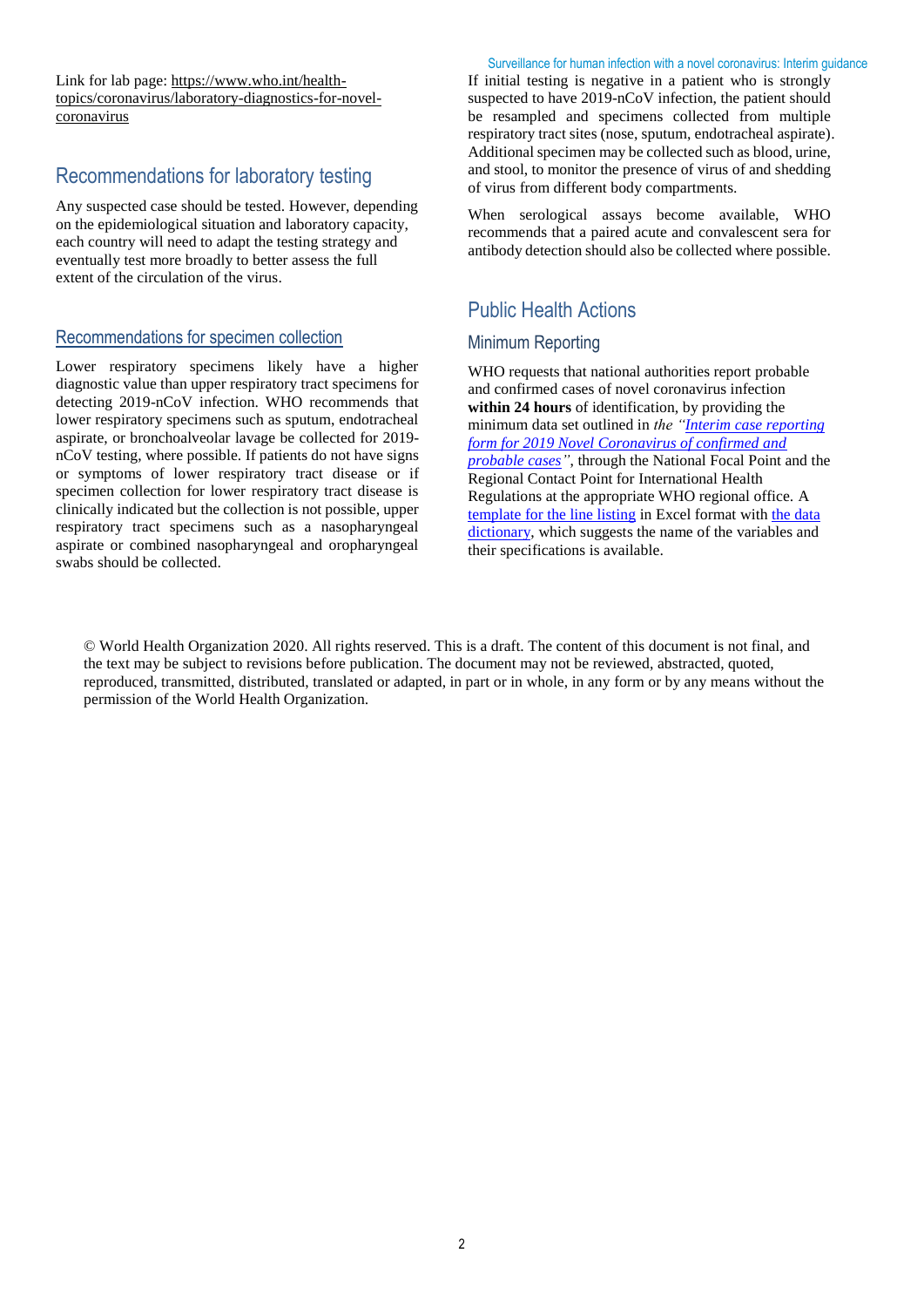Link for lab page: https://www.who.int/health-topics/coronavirus/laboratory-diagnostics-for-novel-coronavirus

## Recommendations for laboratory testing

Any suspected case should be tested. However, depending on the epidemiological situation and laboratory capacity, each country will need to adapt the testing strategy and eventually test more broadly to better assess the full extent of the circulation of the virus.

### Recommendations for specimen collection

Lower respiratory specimens likely have a higher diagnostic value than upper respiratory tract specimens for detecting 2019-nCoV infection. WHO recommends that lower respiratory specimens such as sputum, endotracheal aspirate, or bronchoalveolar lavage be collected for 2019-nCoV testing, where possible. If patients do not have signs or symptoms of lower respiratory tract disease or if specimen collection for lower respiratory tract disease is clinically indicated but the collection is not possible, upper respiratory tract specimens such as a nasopharyngeal aspirate or combined nasopharyngeal and oropharyngeal swabs should be collected.

If initial testing is negative in a patient who is strongly suspected to have 2019-nCoV infection, the patient should be resampled and specimens collected from multiple respiratory tract sites (nose, sputum, endotracheal aspirate). Additional specimen may be collected such as blood, urine, and stool, to monitor the presence of virus of and shedding of virus from different body compartments.

When serological assays become available, WHO recommends that a paired acute and convalescent sera for antibody detection should also be collected where possible.

## Public Health Actions

### Minimum Reporting

WHO requests that national authorities report probable and confirmed cases of novel coronavirus infection **within 24 hours** of identification, by providing the minimum data set outlined in *the "Interim case reporting form for 2019 Novel Coronavirus of confirmed and probable cases"*, through the National Focal Point and the Regional Contact Point for International Health Regulations at the appropriate WHO regional office. A template for the line listing in Excel format with the data dictionary, which suggests the name of the variables and their specifications is available.

© World Health Organization 2020. All rights reserved. This is a draft. The content of this document is not final, and the text may be subject to revisions before publication. The document may not be reviewed, abstracted, quoted, reproduced, transmitted, distributed, translated or adapted, in part or in whole, in any form or by any means without the permission of the World Health Organization.